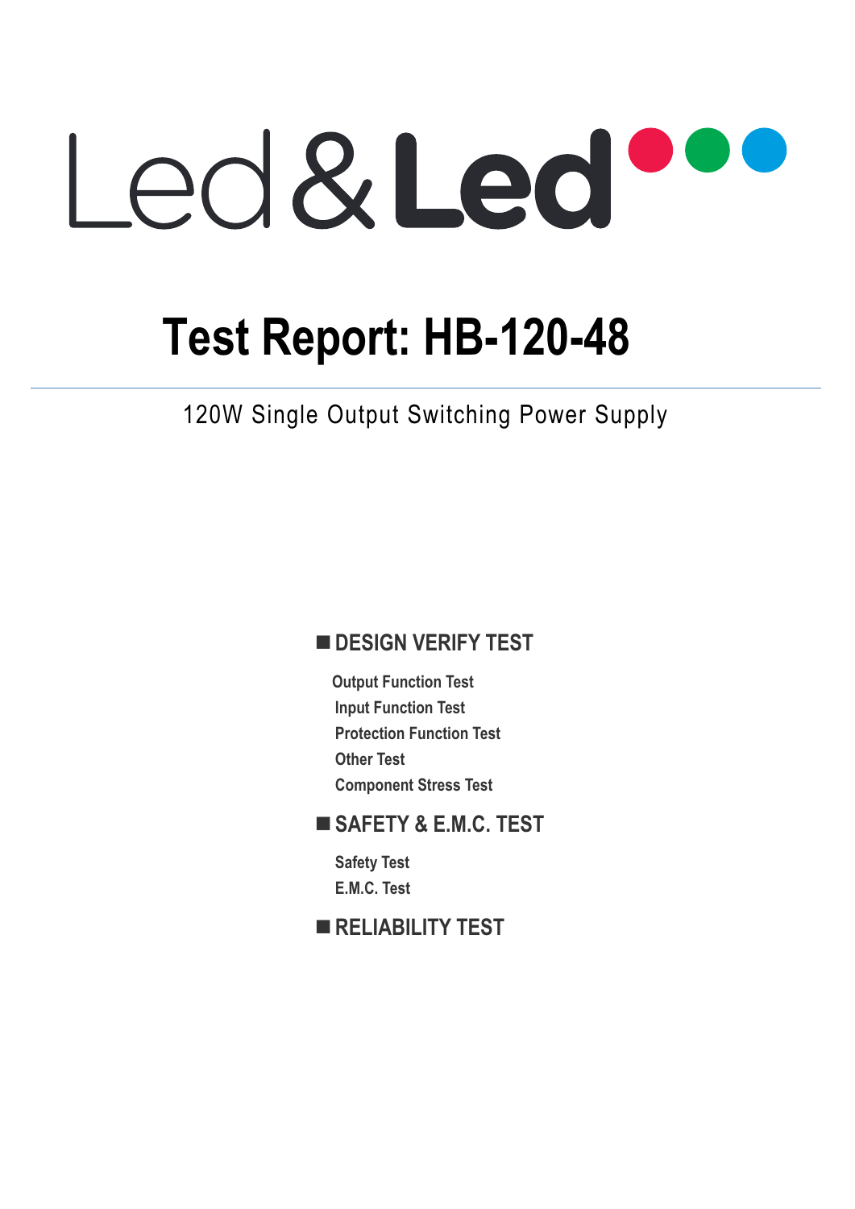Led & Led

# Test Report: HB-120-48

120W Single Output Switching Power Supply

## ■ DESIGN VERIFY TEST

- Output Function Test
- Input Function Test
- Protection Function Test
- Other Test
- Component Stress Test

## ■ SAFETY & E.M.C. TEST

- Safety Test
- E.M.C. Test

## ■ RELIABILITY TEST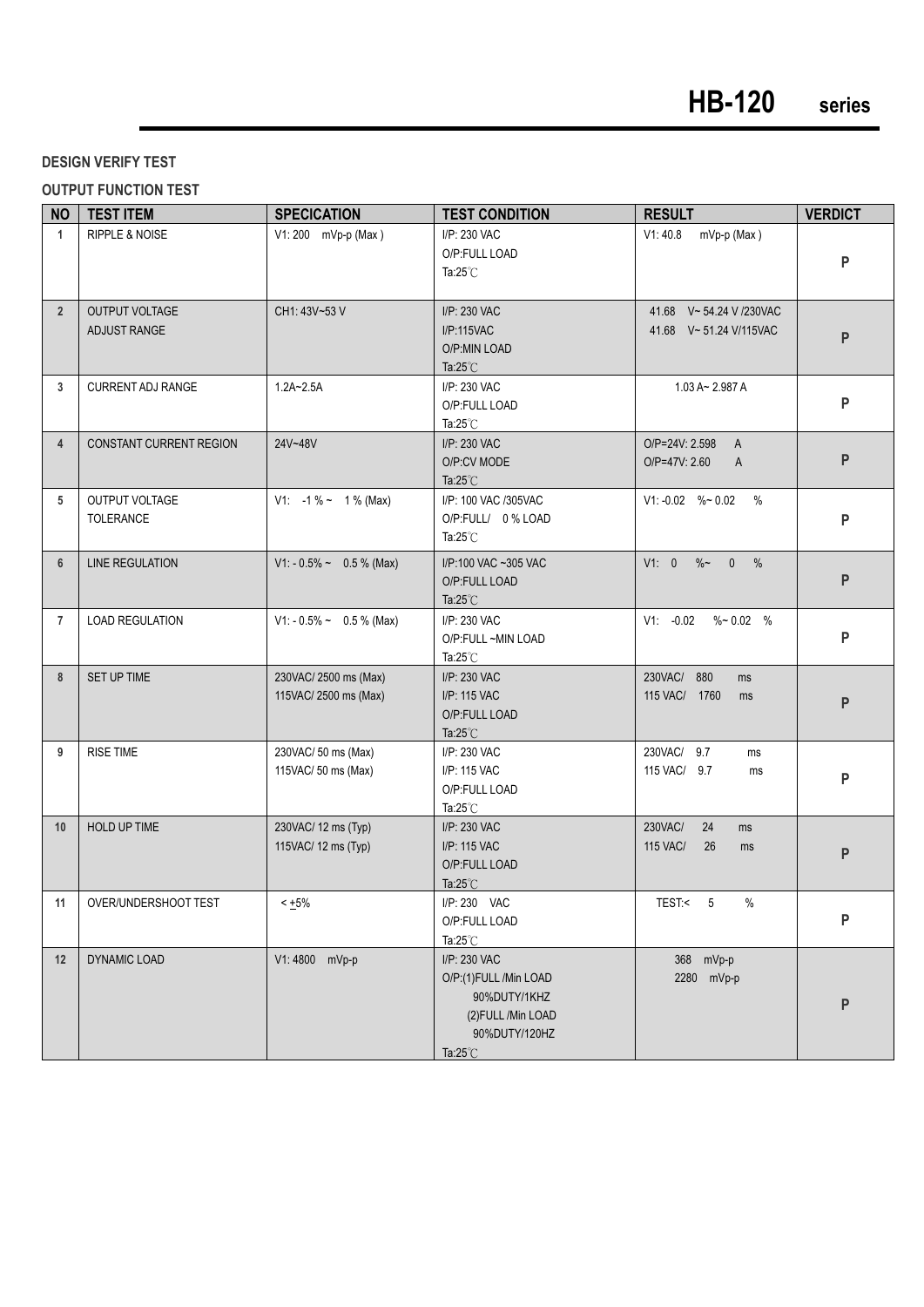**DESIGN VERIFY TEST**

**OUTPUT FUNCTION TEST**

| NO | TEST ITEM | SPECICATION | TEST CONDITION | RESULT | VERDICT |
|---|---|---|---|---|---|
| 1 | RIPPLE & NOISE | V1: 200 mVp-p (Max ) | I/P: 230 VAC<br>O/P:FULL LOAD<br>Ta:25℃ | V1: 40.8 mVp-p (Max ) | P |
| 2 | OUTPUT VOLTAGE<br>ADJUST RANGE | CH1: 43V~53 V | I/P: 230 VAC<br>I/P:115VAC<br>O/P:MIN LOAD<br>Ta:25℃ | 41.68 V~ 54.24 V /230VAC<br>41.68 V~ 51.24 V/115VAC | P |
| 3 | CURRENT ADJ RANGE | 1.2A~2.5A | I/P: 230 VAC<br>O/P:FULL LOAD<br>Ta:25℃ | 1.03 A~ 2.987 A | P |
| 4 | CONSTANT CURRENT REGION | 24V~48V | I/P: 230 VAC<br>O/P:CV MODE<br>Ta:25℃ | O/P=24V: 2.598 A<br>O/P=47V: 2.60 A | P |
| 5 | OUTPUT VOLTAGE<br>TOLERANCE | V1: -1 % ~ 1 % (Max) | I/P: 100 VAC /305VAC<br>O/P:FULL/ 0 % LOAD<br>Ta:25℃ | V1: -0.02 %~ 0.02 % | P |
| 6 | LINE REGULATION | V1: - 0.5% ~ 0.5 % (Max) | I/P:100 VAC ~305 VAC<br>O/P:FULL LOAD<br>Ta:25℃ | V1: 0 %~ 0 % | P |
| 7 | LOAD REGULATION | V1: - 0.5% ~ 0.5 % (Max) | I/P: 230 VAC<br>O/P:FULL ~MIN LOAD<br>Ta:25℃ | V1: -0.02 %~ 0.02 % | P |
| 8 | SET UP TIME | 230VAC/ 2500 ms (Max)<br>115VAC/ 2500 ms (Max) | I/P: 230 VAC<br>I/P: 115 VAC<br>O/P:FULL LOAD<br>Ta:25℃ | 230VAC/ 880 ms<br>115 VAC/ 1760 ms | P |
| 9 | RISE TIME | 230VAC/ 50 ms (Max)<br>115VAC/ 50 ms (Max) | I/P: 230 VAC<br>I/P: 115 VAC<br>O/P:FULL LOAD<br>Ta:25℃ | 230VAC/ 9.7 ms<br>115 VAC/ 9.7 ms | P |
| 10 | HOLD UP TIME | 230VAC/ 12 ms (Typ)<br>115VAC/ 12 ms (Typ) | I/P: 230 VAC<br>I/P: 115 VAC<br>O/P:FULL LOAD<br>Ta:25℃ | 230VAC/ 24 ms<br>115 VAC/ 26 ms | P |
| 11 | OVER/UNDERSHOOT TEST | < ±5% | I/P: 230 VAC<br>O/P:FULL LOAD<br>Ta:25℃ | TEST:< 5 % | P |
| 12 | DYNAMIC LOAD | V1: 4800 mVp-p | I/P: 230 VAC<br>O/P:(1)FULL /Min LOAD<br>90%DUTY/1KHZ<br>(2)FULL /Min LOAD<br>90%DUTY/120HZ<br>Ta:25℃ | 368 mVp-p<br>2280 mVp-p | P |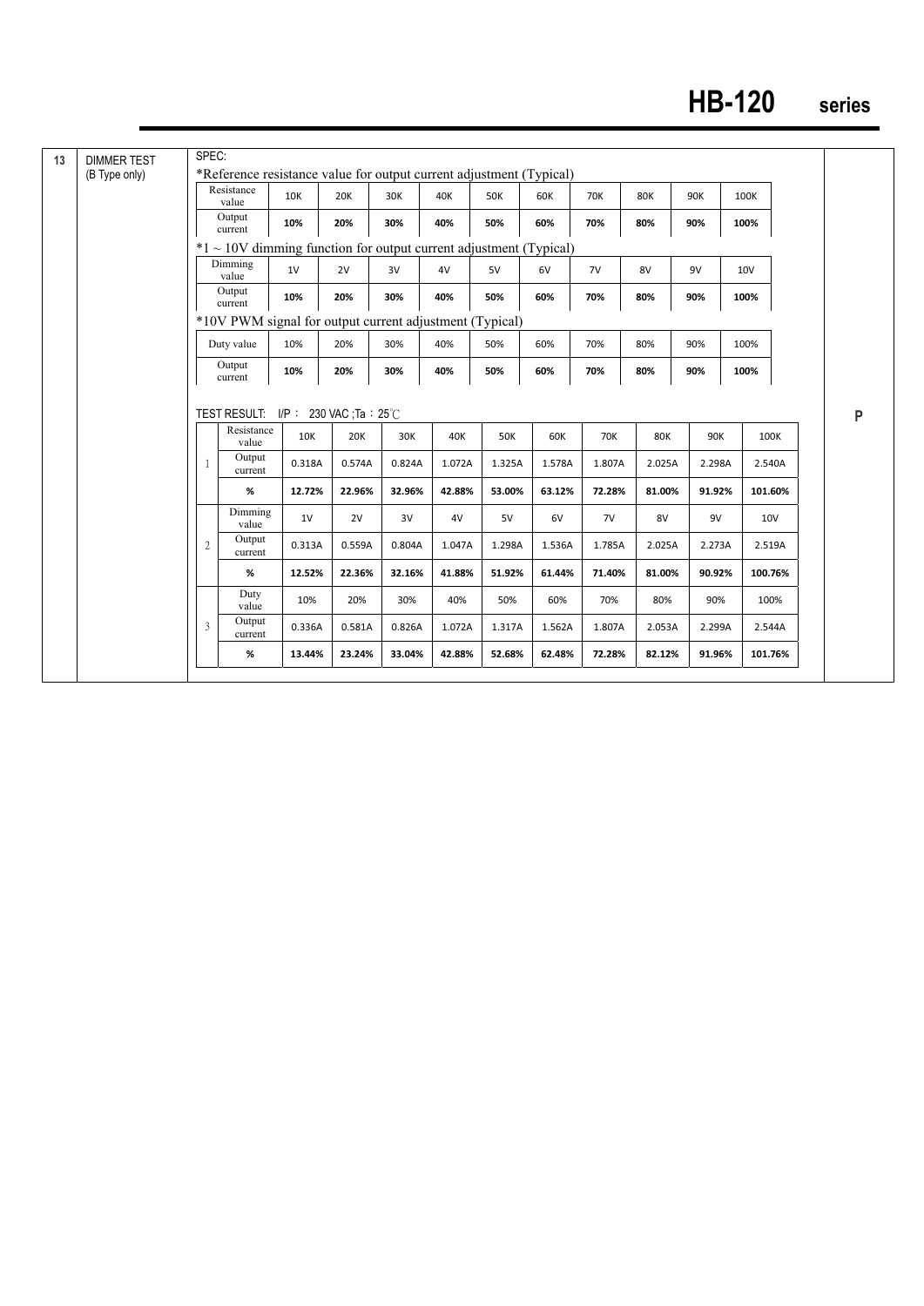| 13 | DIMMER TEST (B Type only) |
|---|---|

SPEC:

*Reference resistance value for output current adjustment (Typical)

| Resistance value | 10K | 20K | 30K | 40K | 50K | 60K | 70K | 80K | 90K | 100K |
|---|---|---|---|---|---|---|---|---|---|---|
| Output current | **10%** | **20%** | **30%** | **40%** | **50%** | **60%** | **70%** | **80%** | **90%** | **100%** |

*1 ~ 10V dimming function for output current adjustment (Typical)

| Dimming value | 1V | 2V | 3V | 4V | 5V | 6V | 7V | 8V | 9V | 10V |
|---|---|---|---|---|---|---|---|---|---|---|
| Output current | **10%** | **20%** | **30%** | **40%** | **50%** | **60%** | **70%** | **80%** | **90%** | **100%** |

*10V PWM signal for output current adjustment (Typical)

| Duty value | 10% | 20% | 30% | 40% | 50% | 60% | 70% | 80% | 90% | 100% |
|---|---|---|---|---|---|---|---|---|---|---|
| Output current | **10%** | **20%** | **30%** | **40%** | **50%** | **60%** | **70%** | **80%** | **90%** | **100%** |

TEST RESULT: I/P： 230 VAC ;Ta：25℃

| | | | | | | | | | | | |
|---|---|---|---|---|---|---|---|---|---|---|---|
| 1 | Resistance value | 10K | 20K | 30K | 40K | 50K | 60K | 70K | 80K | 90K | 100K |
| | Output current | 0.318A | 0.574A | 0.824A | 1.072A | 1.325A | 1.578A | 1.807A | 2.025A | 2.298A | 2.540A |
| | **%** | **12.72%** | **22.96%** | **32.96%** | **42.88%** | **53.00%** | **63.12%** | **72.28%** | **81.00%** | **91.92%** | **101.60%** |
| 2 | Dimming value | 1V | 2V | 3V | 4V | 5V | 6V | 7V | 8V | 9V | 10V |
| | Output current | 0.313A | 0.559A | 0.804A | 1.047A | 1.298A | 1.536A | 1.785A | 2.025A | 2.273A | 2.519A |
| | **%** | **12.52%** | **22.36%** | **32.16%** | **41.88%** | **51.92%** | **61.44%** | **71.40%** | **81.00%** | **90.92%** | **100.76%** |
| 3 | Duty value | 10% | 20% | 30% | 40% | 50% | 60% | 70% | 80% | 90% | 100% |
| | Output current | 0.336A | 0.581A | 0.826A | 1.072A | 1.317A | 1.562A | 1.807A | 2.053A | 2.299A | 2.544A |
| | **%** | **13.44%** | **23.24%** | **33.04%** | **42.88%** | **52.68%** | **62.48%** | **72.28%** | **82.12%** | **91.96%** | **101.76%** |

P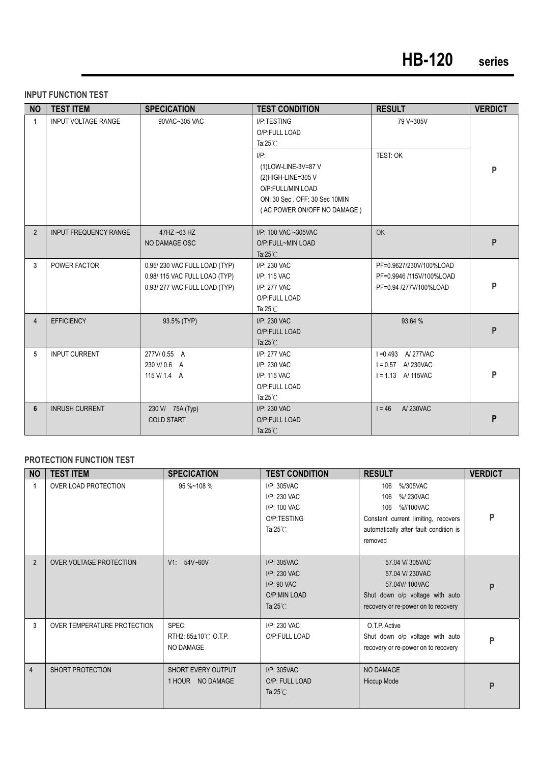## INPUT FUNCTION TEST

| NO | TEST ITEM | SPECICATION | TEST CONDITION | RESULT | VERDICT |
|---|---|---|---|---|---|
| 1 | INPUT VOLTAGE RANGE | 90VAC~305 VAC | I/P:TESTING<br>O/P:FULL LOAD<br>Ta:25℃ | 79 V~305V | P |
| | | | I/P:<br>(1)LOW-LINE-3V=87 V<br>(2)HIGH-LINE=305 V<br>O/P:FULL/MIN LOAD<br>ON: 30 Sec . OFF: 30 Sec 10MIN<br>( AC POWER ON/OFF NO DAMAGE ) | TEST: OK | |
| 2 | INPUT FREQUENCY RANGE | 47HZ ~63 HZ<br>NO DAMAGE OSC | I/P: 100 VAC ~305VAC<br>O/P:FULL~MIN LOAD<br>Ta:25℃ | OK | P |
| 3 | POWER FACTOR | 0.95/ 230 VAC FULL LOAD (TYP)<br>0.98/ 115 VAC FULL LOAD (TYP)<br>0.93/ 277 VAC FULL LOAD (TYP) | I/P: 230 VAC<br>I/P: 115 VAC<br>I/P: 277 VAC<br>O/P:FULL LOAD<br>Ta:25℃ | PF=0.9627/230V/100%LOAD<br>PF=0.9946 /115V/100%LOAD<br>PF=0.94 /277V/100%LOAD | P |
| 4 | EFFICIENCY | 93.5% (TYP) | I/P: 230 VAC<br>O/P:FULL LOAD<br>Ta:25℃ | 93.64 % | P |
| 5 | INPUT CURRENT | 277V/ 0.55 A<br>230 V/ 0.6 A<br>115 V/ 1.4 A | I/P: 277 VAC<br>I/P: 230 VAC<br>I/P: 115 VAC<br>O/P:FULL LOAD<br>Ta:25℃ | I =0.493 A/ 277VAC<br>I = 0.57 A/ 230VAC<br>I = 1.13 A/ 115VAC | P |
| 6 | INRUSH CURRENT | 230 V/ 75A (Typ)<br>COLD START | I/P: 230 VAC<br>O/P:FULL LOAD<br>Ta:25℃ | I = 46 A/ 230VAC | P |

## PROTECTION FUNCTION TEST

| NO | TEST ITEM | SPECICATION | TEST CONDITION | RESULT | VERDICT |
|---|---|---|---|---|---|
| 1 | OVER LOAD PROTECTION | 95 %~108 % | I/P: 305VAC<br>I/P: 230 VAC<br>I/P: 100 VAC<br>O/P:TESTING<br>Ta:25℃ | 106 %/305VAC<br>106 %/ 230VAC<br>106 %//100VAC<br>Constant current limiting, recovers automatically after fault condition is removed | P |
| 2 | OVER VOLTAGE PROTECTION | V1: 54V~60V | I/P: 305VAC<br>I/P: 230 VAC<br>I/P: 90 VAC<br>O/P:MIN LOAD<br>Ta:25℃ | 57.04 V/ 305VAC<br>57.04 V/ 230VAC<br>57.04V/ 100VAC<br>Shut down o/p voltage with auto recovery or re-power on to recovery | P |
| 3 | OVER TEMPERATURE PROTECTION | SPEC:<br>RTH2: 85±10℃ O.T.P.<br>NO DAMAGE | I/P: 230 VAC<br>O/P:FULL LOAD | O.T.P. Active<br>Shut down o/p voltage with auto recovery or re-power on to recovery | P |
| 4 | SHORT PROTECTION | SHORT EVERY OUTPUT<br>1 HOUR NO DAMAGE | I/P: 305VAC<br>O/P: FULL LOAD<br>Ta:25℃ | NO DAMAGE<br>Hiccup Mode | P |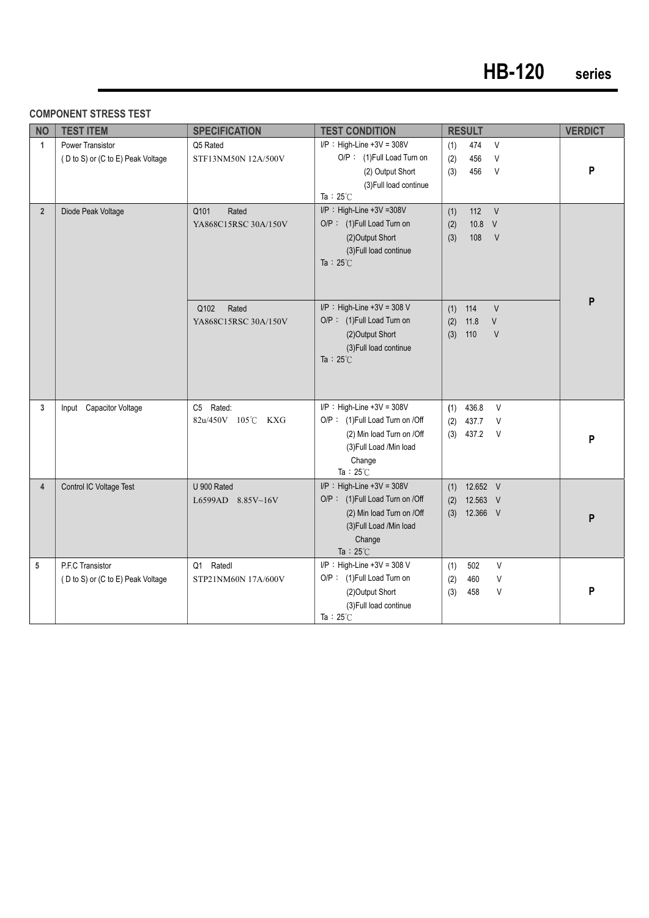# HB-120 series

## COMPONENT STRESS TEST

| NO | TEST ITEM | SPECIFICATION | TEST CONDITION | RESULT | VERDICT |
|---|---|---|---|---|---|
| 1 | Power Transistor<br>( D to S) or (C to E) Peak Voltage | Q5 Rated<br>STF13NM50N 12A/500V | I/P : High-Line +3V = 308V<br>O/P : (1)Full Load Turn on<br>(2) Output Short<br>(3)Full load continue<br>Ta : 25℃ | (1) 474 V<br>(2) 456 V<br>(3) 456 V | P |
| 2 | Diode Peak Voltage | Q101 Rated<br>YA868C15RSC 30A/150V | I/P : High-Line +3V =308V<br>O/P : (1)Full Load Turn on<br>(2)Output Short<br>(3)Full load continue<br>Ta : 25℃ | (1) 112 V<br>(2) 10.8 V<br>(3) 108 V | P |
| | | Q102 Rated<br>YA868C15RSC 30A/150V | I/P : High-Line +3V = 308 V<br>O/P : (1)Full Load Turn on<br>(2)Output Short<br>(3)Full load continue<br>Ta : 25℃ | (1) 114 V<br>(2) 11.8 V<br>(3) 110 V | |
| 3 | Input Capacitor Voltage | C5 Rated:<br>82u/450V 105℃ KXG | I/P : High-Line +3V = 308V<br>O/P : (1)Full Load Turn on /Off<br>(2) Min load Turn on /Off<br>(3)Full Load /Min load Change<br>Ta : 25℃ | (1) 436.8 V<br>(2) 437.7 V<br>(3) 437.2 V | P |
| 4 | Control IC Voltage Test | U 900 Rated<br>L6599AD 8.85V~16V | I/P : High-Line +3V = 308V<br>O/P : (1)Full Load Turn on /Off<br>(2) Min load Turn on /Off<br>(3)Full Load /Min load Change<br>Ta : 25℃ | (1) 12.652 V<br>(2) 12.563 V<br>(3) 12.366 V | P |
| 5 | P.F.C Transistor<br>( D to S) or (C to E) Peak Voltage | Q1 Ratedl<br>STP21NM60N 17A/600V | I/P : High-Line +3V = 308 V<br>O/P : (1)Full Load Turn on<br>(2)Output Short<br>(3)Full load continue<br>Ta : 25℃ | (1) 502 V<br>(2) 460 V<br>(3) 458 V | P |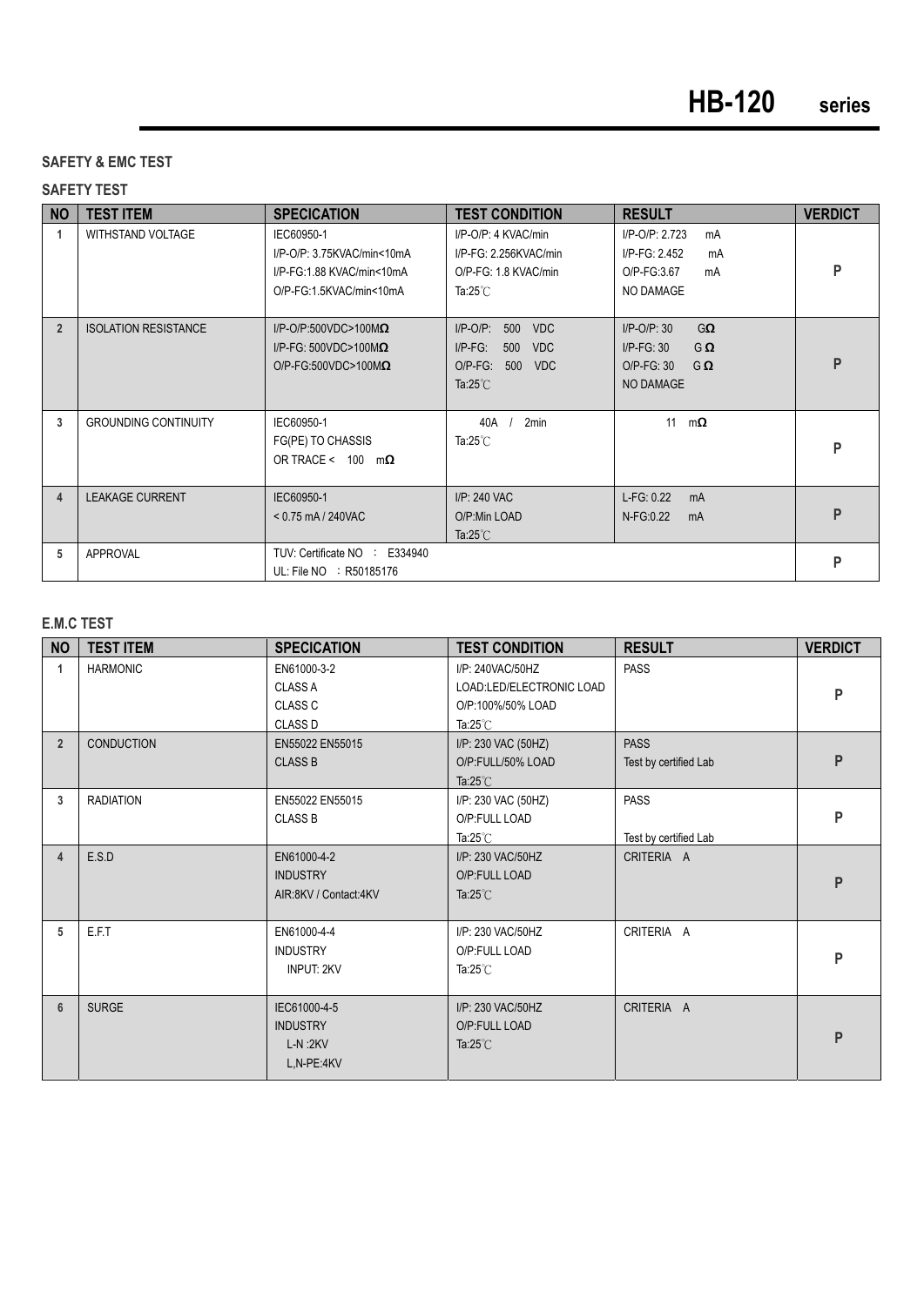# HB-120 series

## SAFETY & EMC TEST

### SAFETY TEST

| NO | TEST ITEM | SPECICATION | TEST CONDITION | RESULT | VERDICT |
|---|---|---|---|---|---|
| 1 | WITHSTAND VOLTAGE | IEC60950-1<br>I/P-O/P: 3.75KVAC/min<10mA<br>I/P-FG:1.88 KVAC/min<10mA<br>O/P-FG:1.5KVAC/min<10mA | I/P-O/P: 4 KVAC/min<br>I/P-FG: 2.256KVAC/min<br>O/P-FG: 1.8 KVAC/min<br>Ta:25℃ | I/P-O/P: 2.723 mA<br>I/P-FG: 2.452 mA<br>O/P-FG:3.67 mA<br>NO DAMAGE | P |
| 2 | ISOLATION RESISTANCE | I/P-O/P:500VDC>100MΩ<br>I/P-FG: 500VDC>100MΩ<br>O/P-FG:500VDC>100MΩ | I/P-O/P: 500 VDC<br>I/P-FG: 500 VDC<br>O/P-FG: 500 VDC<br>Ta:25℃ | I/P-O/P: 30 GΩ<br>I/P-FG: 30 GΩ<br>O/P-FG: 30 GΩ<br>NO DAMAGE | P |
| 3 | GROUNDING CONTINUITY | IEC60950-1<br>FG(PE) TO CHASSIS<br>OR TRACE < 100 mΩ | 40A / 2min<br>Ta:25℃ | 11 mΩ | P |
| 4 | LEAKAGE CURRENT | IEC60950-1<br>< 0.75 mA / 240VAC | I/P: 240 VAC<br>O/P:Min LOAD<br>Ta:25℃ | L-FG: 0.22 mA<br>N-FG:0.22 mA | P |
| 5 | APPROVAL | TUV: Certificate NO ： E334940<br>UL: File NO ：R50185176 | | | P |

### E.M.C TEST

| NO | TEST ITEM | SPECICATION | TEST CONDITION | RESULT | VERDICT |
|---|---|---|---|---|---|
| 1 | HARMONIC | EN61000-3-2<br>CLASS A<br>CLASS C<br>CLASS D | I/P: 240VAC/50HZ<br>LOAD:LED/ELECTRONIC LOAD<br>O/P:100%/50% LOAD<br>Ta:25℃ | PASS | P |
| 2 | CONDUCTION | EN55022 EN55015<br>CLASS B | I/P: 230 VAC (50HZ)<br>O/P:FULL/50% LOAD<br>Ta:25℃ | PASS<br>Test by certified Lab | P |
| 3 | RADIATION | EN55022 EN55015<br>CLASS B | I/P: 230 VAC (50HZ)<br>O/P:FULL LOAD<br>Ta:25℃ | PASS<br>Test by certified Lab | P |
| 4 | E.S.D | EN61000-4-2<br>INDUSTRY<br>AIR:8KV / Contact:4KV | I/P: 230 VAC/50HZ<br>O/P:FULL LOAD<br>Ta:25℃ | CRITERIA A | P |
| 5 | E.F.T | EN61000-4-4<br>INDUSTRY<br>INPUT: 2KV | I/P: 230 VAC/50HZ<br>O/P:FULL LOAD<br>Ta:25℃ | CRITERIA A | P |
| 6 | SURGE | IEC61000-4-5<br>INDUSTRY<br>L-N :2KV<br>L,N-PE:4KV | I/P: 230 VAC/50HZ<br>O/P:FULL LOAD<br>Ta:25℃ | CRITERIA A | P |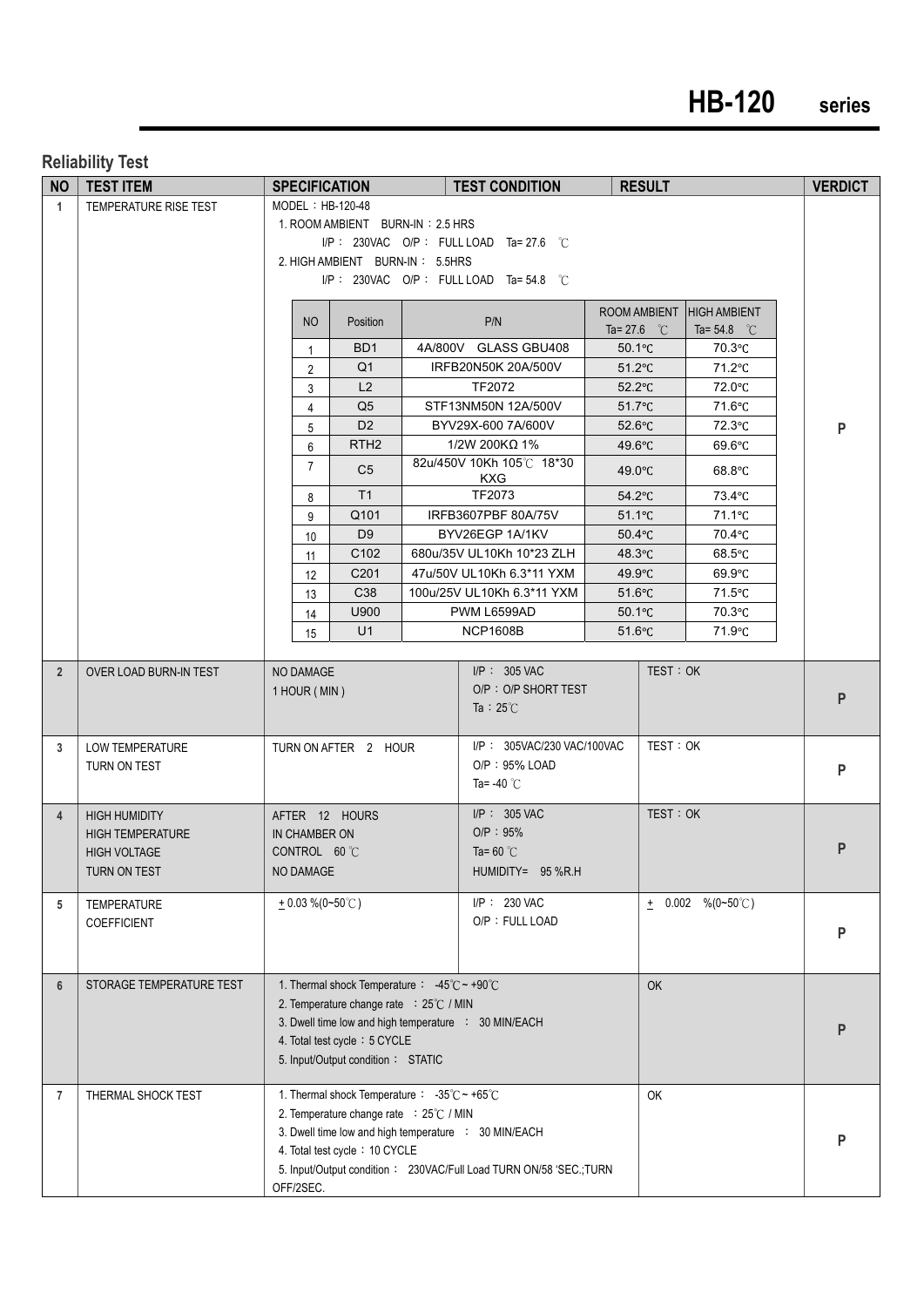## Reliability Test

| NO | TEST ITEM | SPECIFICATION | TEST CONDITION | RESULT | VERDICT |
|---|---|---|---|---|---|
| 1 | TEMPERATURE RISE TEST | MODEL：HB-120-48<br>1. ROOM AMBIENT BURN-IN：2.5 HRS<br>I/P： 230VAC O/P： FULL LOAD Ta= 27.6 ℃<br>2. HIGH AMBIENT BURN-IN： 5.5HRS<br>I/P： 230VAC O/P： FULL LOAD Ta= 54.8 ℃ | | | P |
| 2 | OVER LOAD BURN-IN TEST | NO DAMAGE<br>1 HOUR ( MIN ) | I/P： 305 VAC<br>O/P：O/P SHORT TEST<br>Ta：25℃ | TEST：OK | P |
| 3 | LOW TEMPERATURE TURN ON TEST | TURN ON AFTER 2 HOUR | I/P： 305VAC/230 VAC/100VAC<br>O/P：95% LOAD<br>Ta= -40 ℃ | TEST：OK | P |
| 4 | HIGH HUMIDITY HIGH TEMPERATURE HIGH VOLTAGE TURN ON TEST | AFTER 12 HOURS<br>IN CHAMBER ON<br>CONTROL 60 ℃<br>NO DAMAGE | I/P： 305 VAC<br>O/P：95%<br>Ta= 60 ℃<br>HUMIDITY= 95 %R.H | TEST：OK | P |
| 5 | TEMPERATURE COEFFICIENT | ± 0.03 %(0~50℃) | I/P： 230 VAC<br>O/P：FULL LOAD | ± 0.002 %(0~50℃) | P |
| 6 | STORAGE TEMPERATURE TEST | 1. Thermal shock Temperature： -45℃ ~ +90℃<br>2. Temperature change rate ：25℃ / MIN<br>3. Dwell time low and high temperature ： 30 MIN/EACH<br>4. Total test cycle：5 CYCLE<br>5. Input/Output condition： STATIC | | OK | P |
| 7 | THERMAL SHOCK TEST | 1. Thermal shock Temperature： -35℃ ~ +65℃<br>2. Temperature change rate ：25℃ / MIN<br>3. Dwell time low and high temperature ： 30 MIN/EACH<br>4. Total test cycle：10 CYCLE<br>5. Input/Output condition： 230VAC/Full Load TURN ON/58 'SEC.;TURN OFF/2SEC. | | OK | P |

Temperature rise test results (Item 1):

| NO | Position | P/N | ROOM AMBIENT Ta= 27.6 ℃ | HIGH AMBIENT Ta= 54.8 ℃ |
|---|---|---|---|---|
| 1 | BD1 | 4A/800V GLASS GBU408 | 50.1℃ | 70.3℃ |
| 2 | Q1 | IRFB20N50K 20A/500V | 51.2℃ | 71.2℃ |
| 3 | L2 | TF2072 | 52.2℃ | 72.0℃ |
| 4 | Q5 | STF13NM50N 12A/500V | 51.7℃ | 71.6℃ |
| 5 | D2 | BYV29X-600 7A/600V | 52.6℃ | 72.3℃ |
| 6 | RTH2 | 1/2W 200KΩ 1% | 49.6℃ | 69.6℃ |
| 7 | C5 | 82u/450V 10Kh 105℃ 18*30 KXG | 49.0℃ | 68.8℃ |
| 8 | T1 | TF2073 | 54.2℃ | 73.4℃ |
| 9 | Q101 | IRFB3607PBF 80A/75V | 51.1℃ | 71.1℃ |
| 10 | D9 | BYV26EGP 1A/1KV | 50.4℃ | 70.4℃ |
| 11 | C102 | 680u/35V UL10Kh 10*23 ZLH | 48.3℃ | 68.5℃ |
| 12 | C201 | 47u/50V UL10Kh 6.3*11 YXM | 49.9℃ | 69.9℃ |
| 13 | C38 | 100u/25V UL10Kh 6.3*11 YXM | 51.6℃ | 71.5℃ |
| 14 | U900 | PWM L6599AD | 50.1℃ | 70.3℃ |
| 15 | U1 | NCP1608B | 51.6℃ | 71.9℃ |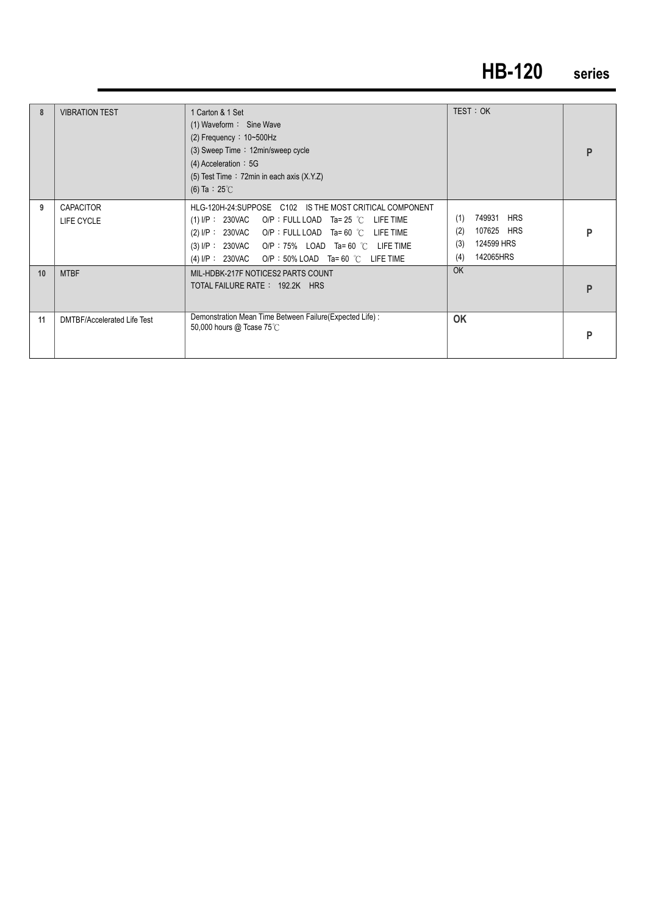# HB-120 series

| | | | | |
|---|---|---|---|---|
| 8 | VIBRATION TEST | 1 Carton & 1 Set<br>(1) Waveform： Sine Wave<br>(2) Frequency：10~500Hz<br>(3) Sweep Time：12min/sweep cycle<br>(4) Acceleration：5G<br>(5) Test Time：72min in each axis (X.Y.Z)<br>(6) Ta：25℃ | TEST：OK | P |
| 9 | CAPACITOR LIFE CYCLE | HLG-120H-24:SUPPOSE C102 IS THE MOST CRITICAL COMPONENT<br>(1) I/P： 230VAC O/P：FULL LOAD Ta= 25 ℃ LIFE TIME<br>(2) I/P： 230VAC O/P：FULL LOAD Ta= 60 ℃ LIFE TIME<br>(3) I/P： 230VAC O/P：75% LOAD Ta= 60 ℃ LIFE TIME<br>(4) I/P： 230VAC O/P：50% LOAD Ta= 60 ℃ LIFE TIME | (1) 749931 HRS<br>(2) 107625 HRS<br>(3) 124599 HRS<br>(4) 142065HRS | P |
| 10 | MTBF | MIL-HDBK-217F NOTICES2 PARTS COUNT<br>TOTAL FAILURE RATE： 192.2K HRS | OK | P |
| 11 | DMTBF/Accelerated Life Test | Demonstration Mean Time Between Failure(Expected Life) :<br>50,000 hours @ Tcase 75℃ | **OK** | P |